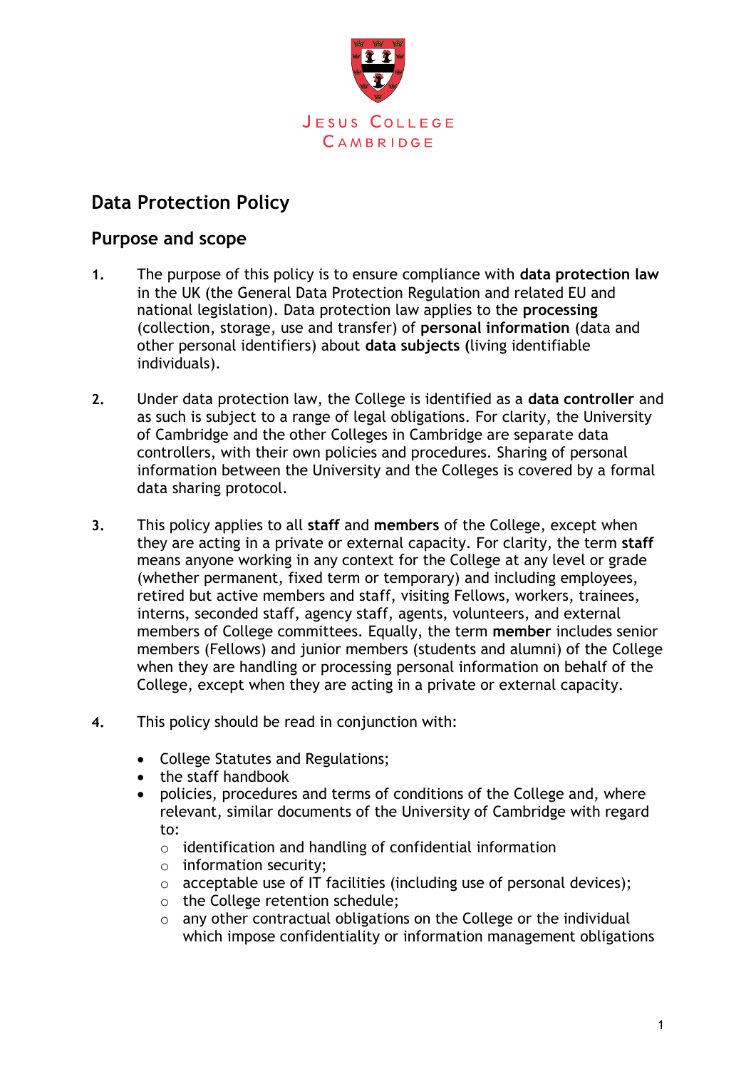JESUS COLLEGE
CAMBRIDGE

## Data Protection Policy

### Purpose and scope

**1.** The purpose of this policy is to ensure compliance with **data protection law** in the UK (the General Data Protection Regulation and related EU and national legislation). Data protection law applies to the **processing** (collection, storage, use and transfer) of **personal information** (data and other personal identifiers) about **data subjects (**living identifiable individuals).

**2.** Under data protection law, the College is identified as a **data controller** and as such is subject to a range of legal obligations. For clarity, the University of Cambridge and the other Colleges in Cambridge are separate data controllers, with their own policies and procedures. Sharing of personal information between the University and the Colleges is covered by a formal data sharing protocol.

**3.** This policy applies to all **staff** and **members** of the College, except when they are acting in a private or external capacity. For clarity, the term **staff** means anyone working in any context for the College at any level or grade (whether permanent, fixed term or temporary) and including employees, retired but active members and staff, visiting Fellows, workers, trainees, interns, seconded staff, agency staff, agents, volunteers, and external members of College committees. Equally, the term **member** includes senior members (Fellows) and junior members (students and alumni) of the College when they are handling or processing personal information on behalf of the College, except when they are acting in a private or external capacity.

**4.** This policy should be read in conjunction with:

- College Statutes and Regulations;
- the staff handbook
- policies, procedures and terms of conditions of the College and, where relevant, similar documents of the University of Cambridge with regard to:
  - identification and handling of confidential information
  - information security;
  - acceptable use of IT facilities (including use of personal devices);
  - the College retention schedule;
  - any other contractual obligations on the College or the individual which impose confidentiality or information management obligations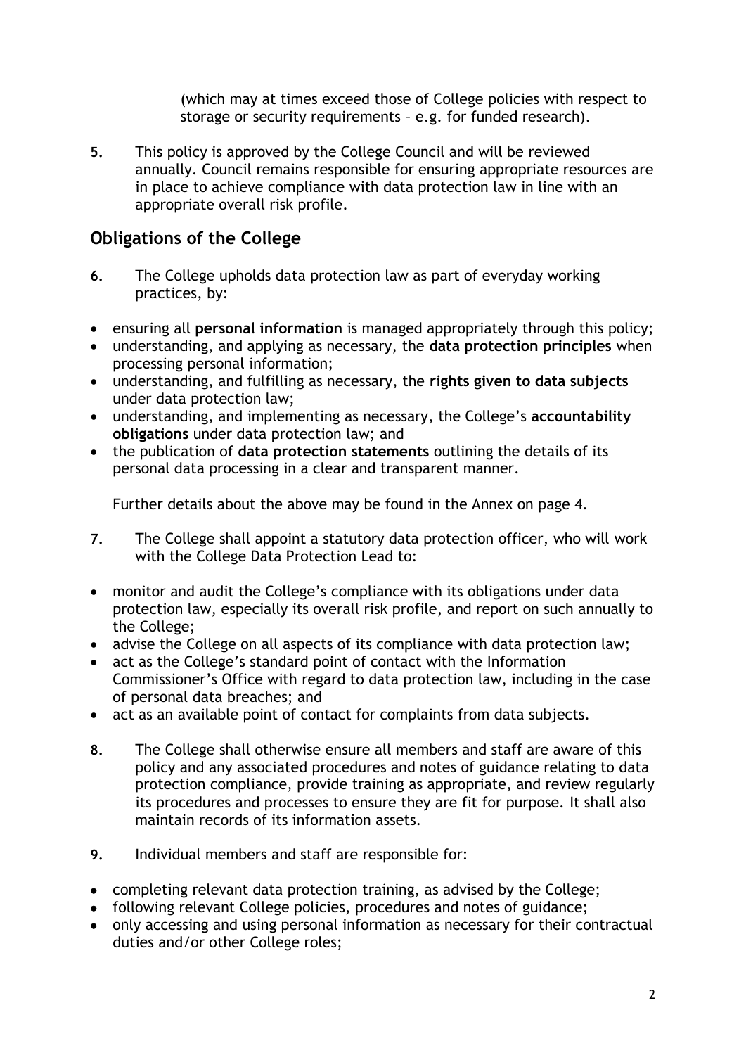(which may at times exceed those of College policies with respect to storage or security requirements – e.g. for funded research).

**5.** This policy is approved by the College Council and will be reviewed annually. Council remains responsible for ensuring appropriate resources are in place to achieve compliance with data protection law in line with an appropriate overall risk profile.

## Obligations of the College

**6.** The College upholds data protection law as part of everyday working practices, by:

- ensuring all **personal information** is managed appropriately through this policy;
- understanding, and applying as necessary, the **data protection principles** when processing personal information;
- understanding, and fulfilling as necessary, the **rights given to data subjects** under data protection law;
- understanding, and implementing as necessary, the College's **accountability obligations** under data protection law; and
- the publication of **data protection statements** outlining the details of its personal data processing in a clear and transparent manner.

Further details about the above may be found in the Annex on page 4.

**7.** The College shall appoint a statutory data protection officer, who will work with the College Data Protection Lead to:

- monitor and audit the College's compliance with its obligations under data protection law, especially its overall risk profile, and report on such annually to the College;
- advise the College on all aspects of its compliance with data protection law;
- act as the College's standard point of contact with the Information Commissioner's Office with regard to data protection law, including in the case of personal data breaches; and
- act as an available point of contact for complaints from data subjects.

**8.** The College shall otherwise ensure all members and staff are aware of this policy and any associated procedures and notes of guidance relating to data protection compliance, provide training as appropriate, and review regularly its procedures and processes to ensure they are fit for purpose. It shall also maintain records of its information assets.

**9.** Individual members and staff are responsible for:

- completing relevant data protection training, as advised by the College;
- following relevant College policies, procedures and notes of guidance;
- only accessing and using personal information as necessary for their contractual duties and/or other College roles;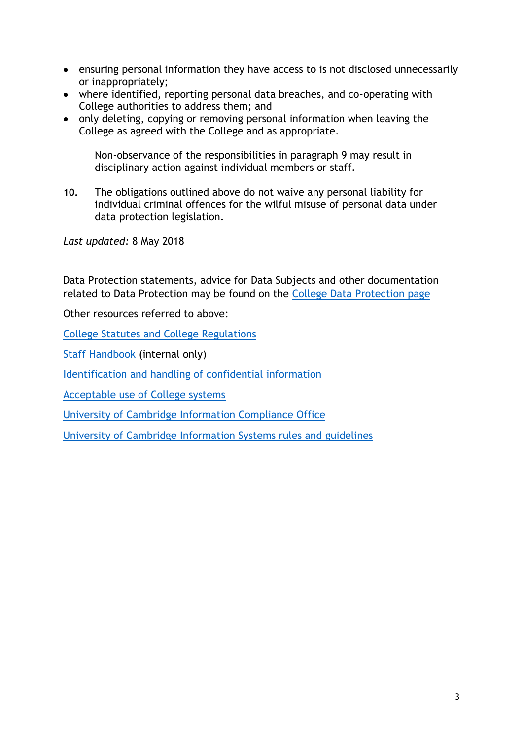- ensuring personal information they have access to is not disclosed unnecessarily or inappropriately;
- where identified, reporting personal data breaches, and co-operating with College authorities to address them; and
- only deleting, copying or removing personal information when leaving the College as agreed with the College and as appropriate.

Non-observance of the responsibilities in paragraph 9 may result in disciplinary action against individual members or staff.

**10.** The obligations outlined above do not waive any personal liability for individual criminal offences for the wilful misuse of personal data under data protection legislation.

*Last updated:* 8 May 2018

Data Protection statements, advice for Data Subjects and other documentation related to Data Protection may be found on the College Data Protection page

Other resources referred to above:

College Statutes and College Regulations

Staff Handbook (internal only)

Identification and handling of confidential information

Acceptable use of College systems

University of Cambridge Information Compliance Office

University of Cambridge Information Systems rules and guidelines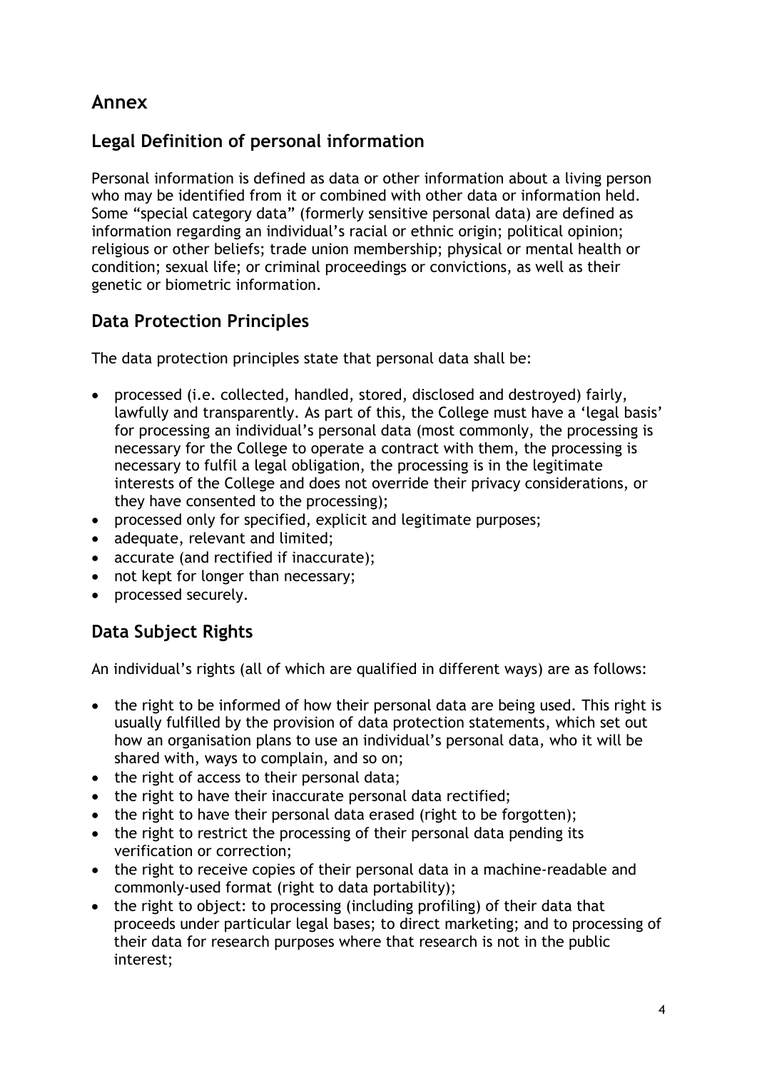# Annex

## Legal Definition of personal information

Personal information is defined as data or other information about a living person who may be identified from it or combined with other data or information held. Some "special category data" (formerly sensitive personal data) are defined as information regarding an individual's racial or ethnic origin; political opinion; religious or other beliefs; trade union membership; physical or mental health or condition; sexual life; or criminal proceedings or convictions, as well as their genetic or biometric information.

## Data Protection Principles

The data protection principles state that personal data shall be:

- processed (i.e. collected, handled, stored, disclosed and destroyed) fairly, lawfully and transparently. As part of this, the College must have a 'legal basis' for processing an individual's personal data (most commonly, the processing is necessary for the College to operate a contract with them, the processing is necessary to fulfil a legal obligation, the processing is in the legitimate interests of the College and does not override their privacy considerations, or they have consented to the processing);
- processed only for specified, explicit and legitimate purposes;
- adequate, relevant and limited;
- accurate (and rectified if inaccurate);
- not kept for longer than necessary;
- processed securely.

## Data Subject Rights

An individual's rights (all of which are qualified in different ways) are as follows:

- the right to be informed of how their personal data are being used. This right is usually fulfilled by the provision of data protection statements, which set out how an organisation plans to use an individual's personal data, who it will be shared with, ways to complain, and so on;
- the right of access to their personal data;
- the right to have their inaccurate personal data rectified;
- the right to have their personal data erased (right to be forgotten);
- the right to restrict the processing of their personal data pending its verification or correction;
- the right to receive copies of their personal data in a machine-readable and commonly-used format (right to data portability);
- the right to object: to processing (including profiling) of their data that proceeds under particular legal bases; to direct marketing; and to processing of their data for research purposes where that research is not in the public interest;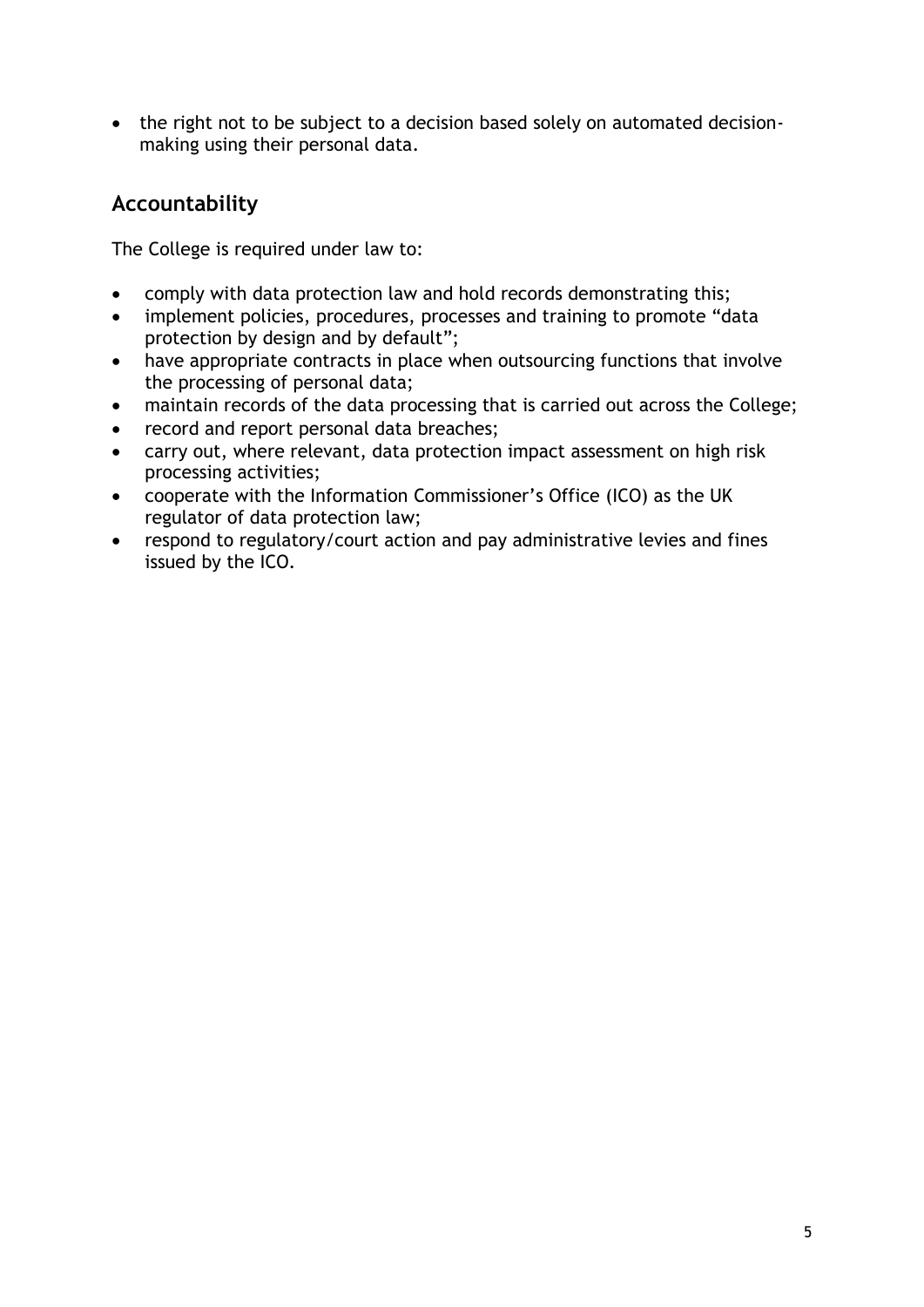- the right not to be subject to a decision based solely on automated decision-making using their personal data.

## Accountability

The College is required under law to:

- comply with data protection law and hold records demonstrating this;
- implement policies, procedures, processes and training to promote "data protection by design and by default";
- have appropriate contracts in place when outsourcing functions that involve the processing of personal data;
- maintain records of the data processing that is carried out across the College;
- record and report personal data breaches;
- carry out, where relevant, data protection impact assessment on high risk processing activities;
- cooperate with the Information Commissioner's Office (ICO) as the UK regulator of data protection law;
- respond to regulatory/court action and pay administrative levies and fines issued by the ICO.